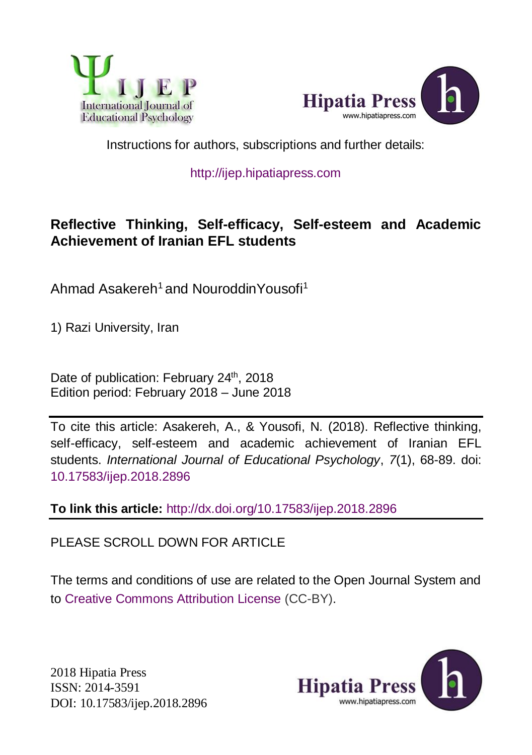Instructions for authors, subscriptions and further details:

http://ijep.hipatiapress.com

# Reflective Thinking, Self-efficacy, Self-esteem and Academic Achievement of Iranian EFL students

Ahmad Asakereh[1] and NouroddinYousofi[1]

1) Razi University, Iran

Date of publication: February 24th, 2018
Edition period: February 2018 – June 2018

To cite this article: Asakereh, A., & Yousofi, N. (2018). Reflective thinking, self-efficacy, self-esteem and academic achievement of Iranian EFL students. *International Journal of Educational Psychology*, *7*(1), 68-89. doi: 10.17583/ijep.2018.2896

**To link this article:** http://dx.doi.org/10.17583/ijep.2018.2896

PLEASE SCROLL DOWN FOR ARTICLE

The terms and conditions of use are related to the Open Journal System and to Creative Commons Attribution License (CC-BY).

2018 Hipatia Press
ISSN: 2014-3591
DOI: 10.17583/ijep.2018.2896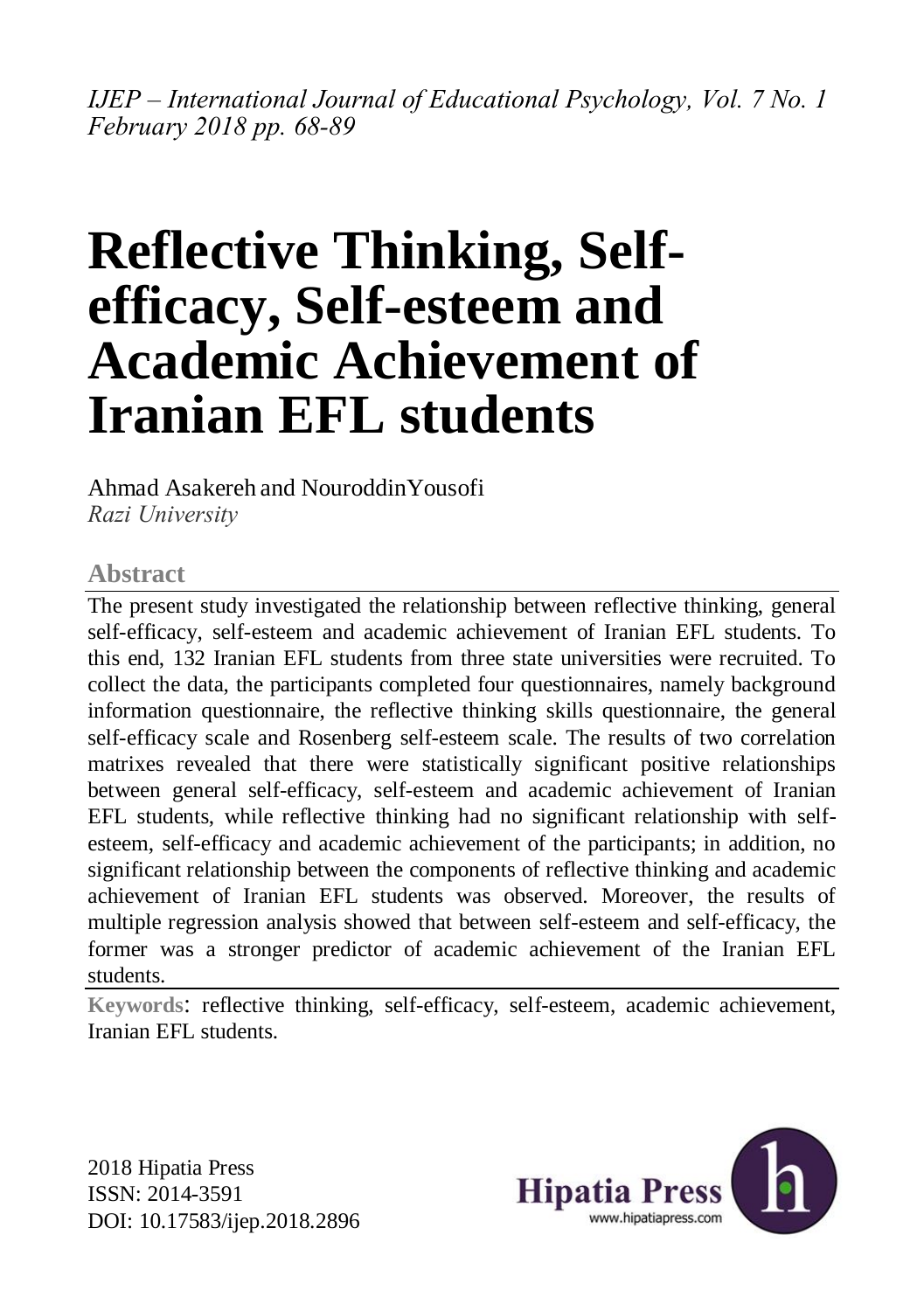# Reflective Thinking, Self-efficacy, Self-esteem and Academic Achievement of Iranian EFL students

Ahmad Asakereh and NouroddinYousofi
*Razi University*

## Abstract

The present study investigated the relationship between reflective thinking, general self-efficacy, self-esteem and academic achievement of Iranian EFL students. To this end, 132 Iranian EFL students from three state universities were recruited. To collect the data, the participants completed four questionnaires, namely background information questionnaire, the reflective thinking skills questionnaire, the general self-efficacy scale and Rosenberg self-esteem scale. The results of two correlation matrixes revealed that there were statistically significant positive relationships between general self-efficacy, self-esteem and academic achievement of Iranian EFL students, while reflective thinking had no significant relationship with self-esteem, self-efficacy and academic achievement of the participants; in addition, no significant relationship between the components of reflective thinking and academic achievement of Iranian EFL students was observed. Moreover, the results of multiple regression analysis showed that between self-esteem and self-efficacy, the former was a stronger predictor of academic achievement of the Iranian EFL students.

**Keywords**: reflective thinking, self-efficacy, self-esteem, academic achievement, Iranian EFL students.

2018 Hipatia Press
ISSN: 2014-3591
DOI: 10.17583/ijep.2018.2896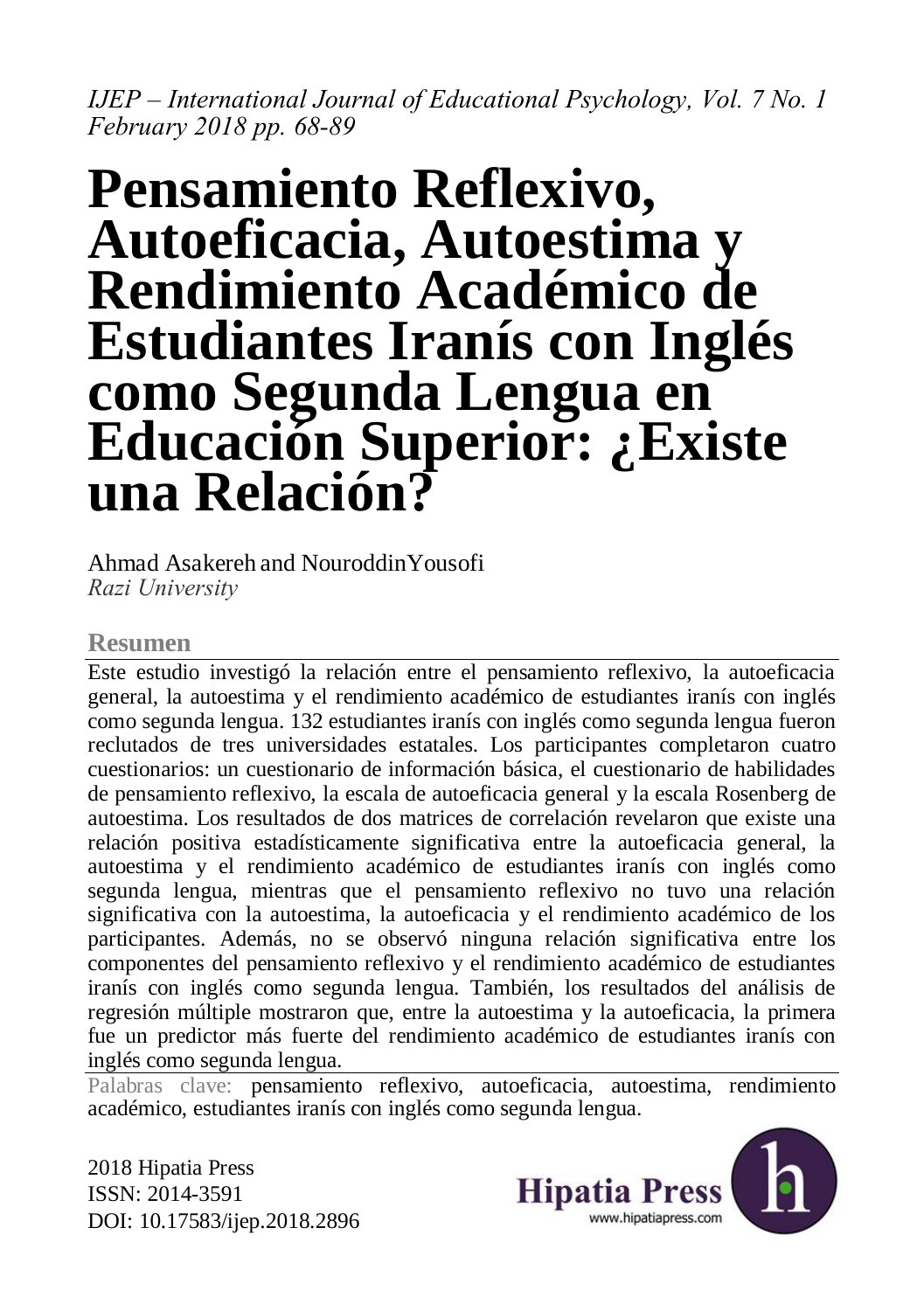# Pensamiento Reflexivo, Autoeficacia, Autoestima y Rendimiento Académico de Estudiantes Iranís con Inglés como Segunda Lengua en Educación Superior: ¿Existe una Relación?

Ahmad Asakereh and NouroddinYousofi
*Razi University*

## Resumen

Este estudio investigó la relación entre el pensamiento reflexivo, la autoeficacia general, la autoestima y el rendimiento académico de estudiantes iranís con inglés como segunda lengua. 132 estudiantes iranís con inglés como segunda lengua fueron reclutados de tres universidades estatales. Los participantes completaron cuatro cuestionarios: un cuestionario de información básica, el cuestionario de habilidades de pensamiento reflexivo, la escala de autoeficacia general y la escala Rosenberg de autoestima. Los resultados de dos matrices de correlación revelaron que existe una relación positiva estadísticamente significativa entre la autoeficacia general, la autoestima y el rendimiento académico de estudiantes iranís con inglés como segunda lengua, mientras que el pensamiento reflexivo no tuvo una relación significativa con la autoestima, la autoeficacia y el rendimiento académico de los participantes. Además, no se observó ninguna relación significativa entre los componentes del pensamiento reflexivo y el rendimiento académico de estudiantes iranís con inglés como segunda lengua. También, los resultados del análisis de regresión múltiple mostraron que, entre la autoestima y la autoeficacia, la primera fue un predictor más fuerte del rendimiento académico de estudiantes iranís con inglés como segunda lengua.

Palabras clave: pensamiento reflexivo, autoeficacia, autoestima, rendimiento académico, estudiantes iranís con inglés como segunda lengua.

2018 Hipatia Press
ISSN: 2014-3591
DOI: 10.17583/ijep.2018.2896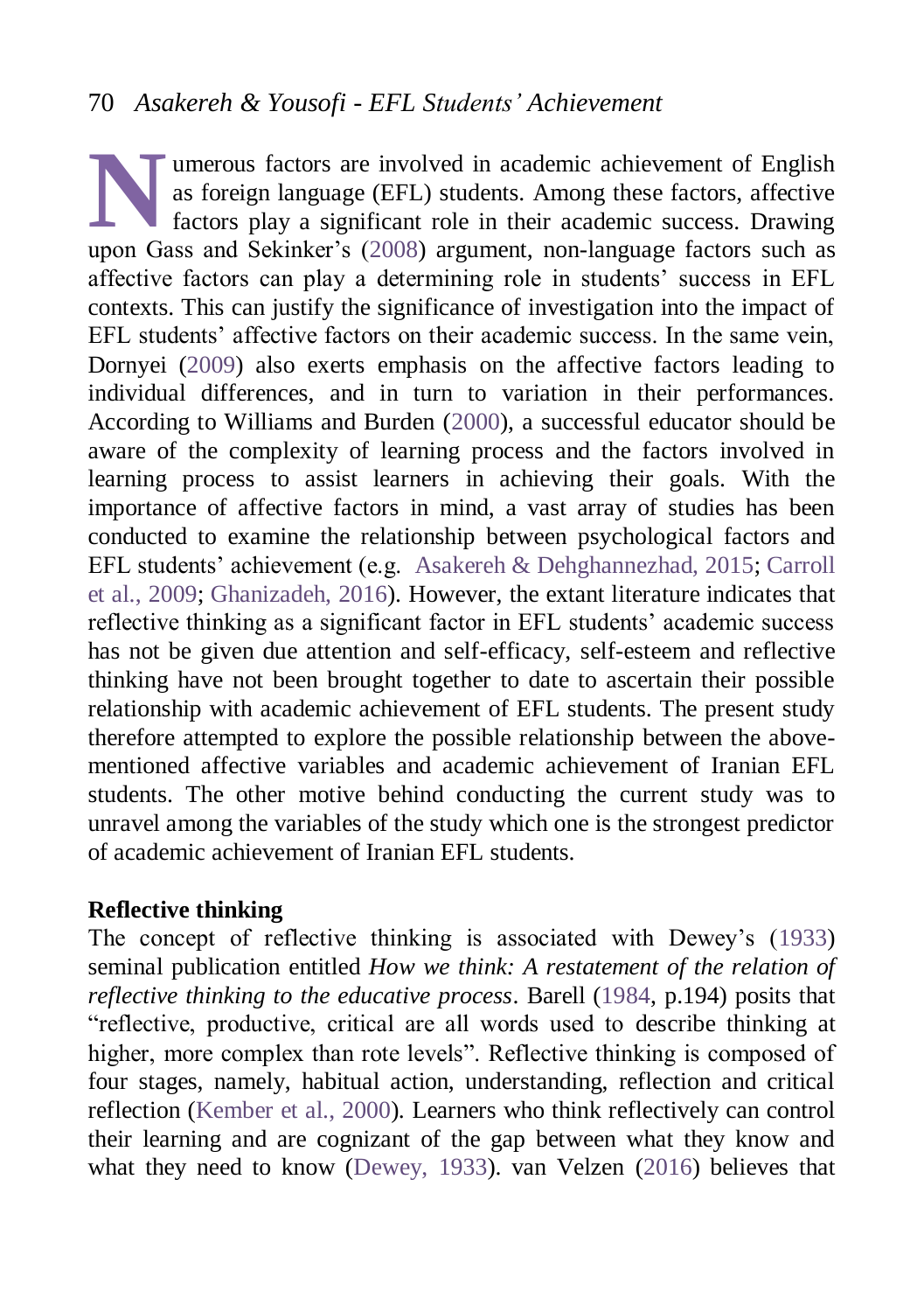Numerous factors are involved in academic achievement of English as foreign language (EFL) students. Among these factors, affective factors play a significant role in their academic success. Drawing upon Gass and Sekinker's (2008) argument, non-language factors such as affective factors can play a determining role in students' success in EFL contexts. This can justify the significance of investigation into the impact of EFL students' affective factors on their academic success. In the same vein, Dornyei (2009) also exerts emphasis on the affective factors leading to individual differences, and in turn to variation in their performances. According to Williams and Burden (2000), a successful educator should be aware of the complexity of learning process and the factors involved in learning process to assist learners in achieving their goals. With the importance of affective factors in mind, a vast array of studies has been conducted to examine the relationship between psychological factors and EFL students' achievement (e.g. Asakereh & Dehghannezhad, 2015; Carroll et al., 2009; Ghanizadeh, 2016). However, the extant literature indicates that reflective thinking as a significant factor in EFL students' academic success has not be given due attention and self-efficacy, self-esteem and reflective thinking have not been brought together to date to ascertain their possible relationship with academic achievement of EFL students. The present study therefore attempted to explore the possible relationship between the above-mentioned affective variables and academic achievement of Iranian EFL students. The other motive behind conducting the current study was to unravel among the variables of the study which one is the strongest predictor of academic achievement of Iranian EFL students.

## Reflective thinking

The concept of reflective thinking is associated with Dewey's (1933) seminal publication entitled *How we think: A restatement of the relation of reflective thinking to the educative process*. Barell (1984, p.194) posits that "reflective, productive, critical are all words used to describe thinking at higher, more complex than rote levels". Reflective thinking is composed of four stages, namely, habitual action, understanding, reflection and critical reflection (Kember et al., 2000). Learners who think reflectively can control their learning and are cognizant of the gap between what they know and what they need to know (Dewey, 1933). van Velzen (2016) believes that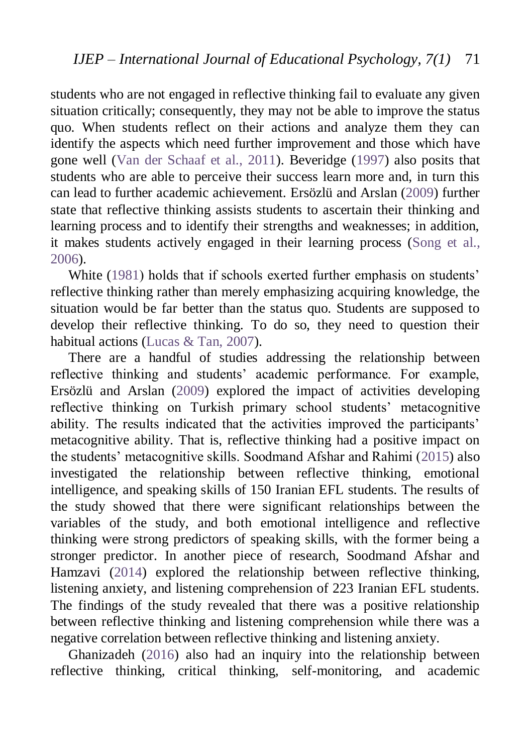students who are not engaged in reflective thinking fail to evaluate any given situation critically; consequently, they may not be able to improve the status quo. When students reflect on their actions and analyze them they can identify the aspects which need further improvement and those which have gone well (Van der Schaaf et al., 2011). Beveridge (1997) also posits that students who are able to perceive their success learn more and, in turn this can lead to further academic achievement. Ersözlü and Arslan (2009) further state that reflective thinking assists students to ascertain their thinking and learning process and to identify their strengths and weaknesses; in addition, it makes students actively engaged in their learning process (Song et al., 2006).

White (1981) holds that if schools exerted further emphasis on students' reflective thinking rather than merely emphasizing acquiring knowledge, the situation would be far better than the status quo. Students are supposed to develop their reflective thinking. To do so, they need to question their habitual actions (Lucas & Tan, 2007).

There are a handful of studies addressing the relationship between reflective thinking and students' academic performance. For example, Ersözlü and Arslan (2009) explored the impact of activities developing reflective thinking on Turkish primary school students' metacognitive ability. The results indicated that the activities improved the participants' metacognitive ability. That is, reflective thinking had a positive impact on the students' metacognitive skills. Soodmand Afshar and Rahimi (2015) also investigated the relationship between reflective thinking, emotional intelligence, and speaking skills of 150 Iranian EFL students. The results of the study showed that there were significant relationships between the variables of the study, and both emotional intelligence and reflective thinking were strong predictors of speaking skills, with the former being a stronger predictor. In another piece of research, Soodmand Afshar and Hamzavi (2014) explored the relationship between reflective thinking, listening anxiety, and listening comprehension of 223 Iranian EFL students. The findings of the study revealed that there was a positive relationship between reflective thinking and listening comprehension while there was a negative correlation between reflective thinking and listening anxiety.

Ghanizadeh (2016) also had an inquiry into the relationship between reflective thinking, critical thinking, self-monitoring, and academic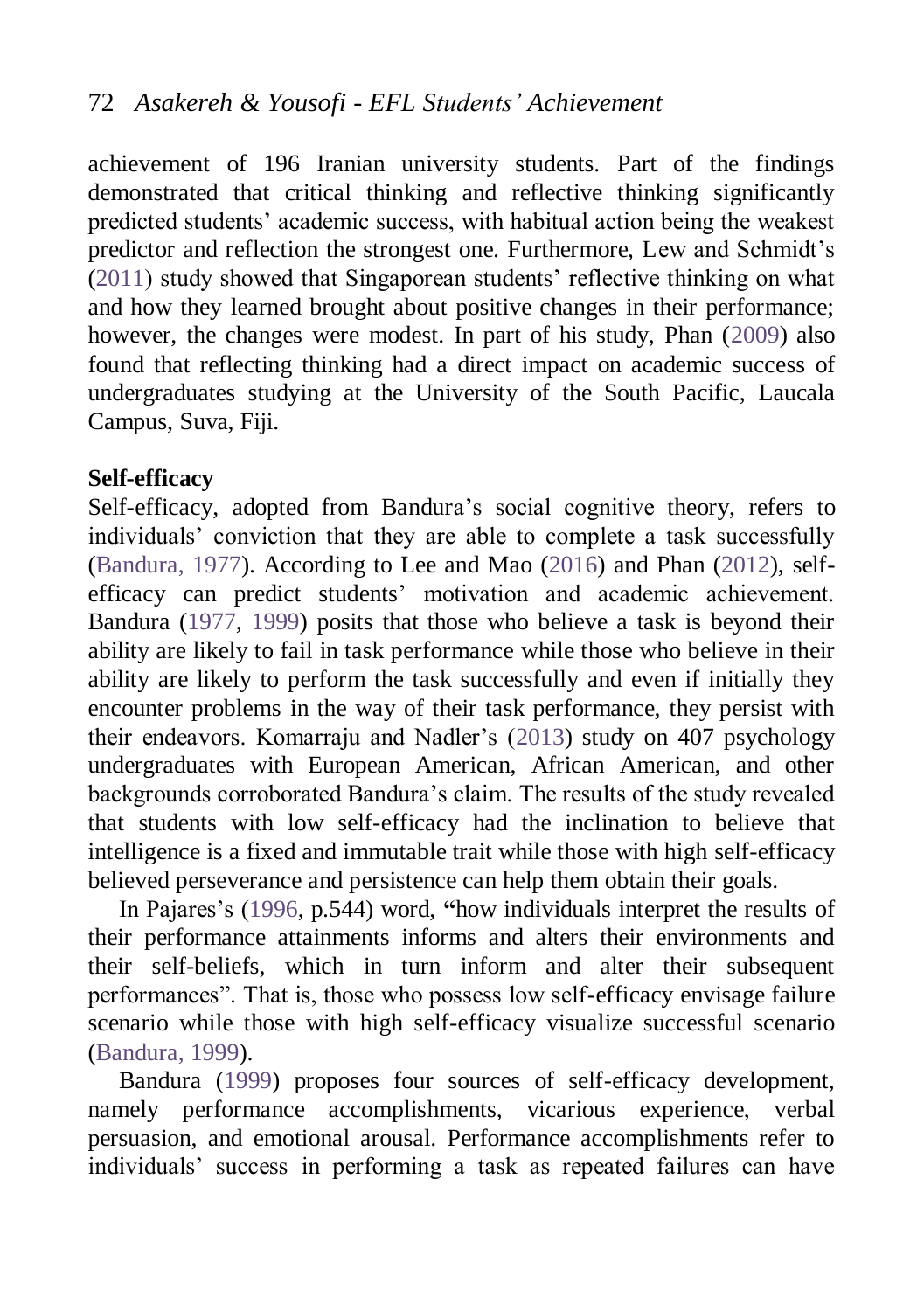achievement of 196 Iranian university students. Part of the findings demonstrated that critical thinking and reflective thinking significantly predicted students' academic success, with habitual action being the weakest predictor and reflection the strongest one. Furthermore, Lew and Schmidt's (2011) study showed that Singaporean students' reflective thinking on what and how they learned brought about positive changes in their performance; however, the changes were modest. In part of his study, Phan (2009) also found that reflecting thinking had a direct impact on academic success of undergraduates studying at the University of the South Pacific, Laucala Campus, Suva, Fiji.

**Self-efficacy**

Self-efficacy, adopted from Bandura's social cognitive theory, refers to individuals' conviction that they are able to complete a task successfully (Bandura, 1977). According to Lee and Mao (2016) and Phan (2012), self-efficacy can predict students' motivation and academic achievement. Bandura (1977, 1999) posits that those who believe a task is beyond their ability are likely to fail in task performance while those who believe in their ability are likely to perform the task successfully and even if initially they encounter problems in the way of their task performance, they persist with their endeavors. Komarraju and Nadler's (2013) study on 407 psychology undergraduates with European American, African American, and other backgrounds corroborated Bandura's claim. The results of the study revealed that students with low self-efficacy had the inclination to believe that intelligence is a fixed and immutable trait while those with high self-efficacy believed perseverance and persistence can help them obtain their goals.

In Pajares's (1996, p.544) word, "how individuals interpret the results of their performance attainments informs and alters their environments and their self-beliefs, which in turn inform and alter their subsequent performances". That is, those who possess low self-efficacy envisage failure scenario while those with high self-efficacy visualize successful scenario (Bandura, 1999).

Bandura (1999) proposes four sources of self-efficacy development, namely performance accomplishments, vicarious experience, verbal persuasion, and emotional arousal. Performance accomplishments refer to individuals' success in performing a task as repeated failures can have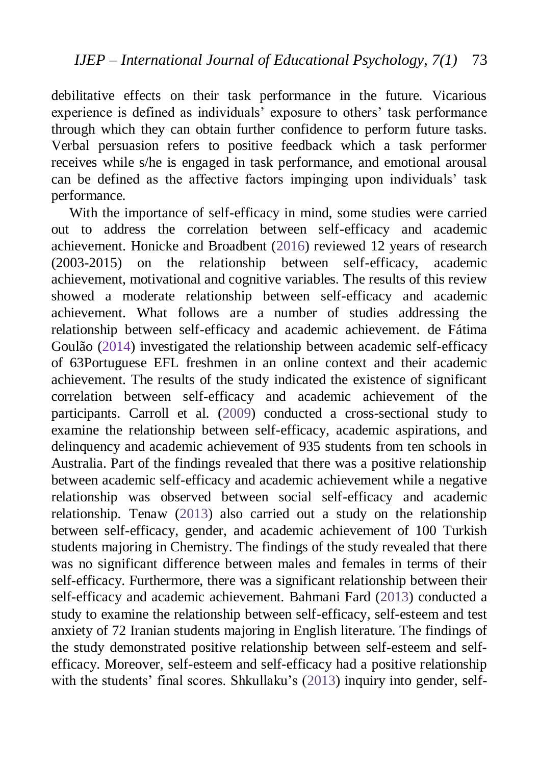debilitative effects on their task performance in the future. Vicarious experience is defined as individuals' exposure to others' task performance through which they can obtain further confidence to perform future tasks. Verbal persuasion refers to positive feedback which a task performer receives while s/he is engaged in task performance, and emotional arousal can be defined as the affective factors impinging upon individuals' task performance.

With the importance of self-efficacy in mind, some studies were carried out to address the correlation between self-efficacy and academic achievement. Honicke and Broadbent (2016) reviewed 12 years of research (2003-2015) on the relationship between self-efficacy, academic achievement, motivational and cognitive variables. The results of this review showed a moderate relationship between self-efficacy and academic achievement. What follows are a number of studies addressing the relationship between self-efficacy and academic achievement. de Fátima Goulão (2014) investigated the relationship between academic self-efficacy of 63Portuguese EFL freshmen in an online context and their academic achievement. The results of the study indicated the existence of significant correlation between self-efficacy and academic achievement of the participants. Carroll et al. (2009) conducted a cross-sectional study to examine the relationship between self-efficacy, academic aspirations, and delinquency and academic achievement of 935 students from ten schools in Australia. Part of the findings revealed that there was a positive relationship between academic self-efficacy and academic achievement while a negative relationship was observed between social self-efficacy and academic relationship. Tenaw (2013) also carried out a study on the relationship between self-efficacy, gender, and academic achievement of 100 Turkish students majoring in Chemistry. The findings of the study revealed that there was no significant difference between males and females in terms of their self-efficacy. Furthermore, there was a significant relationship between their self-efficacy and academic achievement. Bahmani Fard (2013) conducted a study to examine the relationship between self-efficacy, self-esteem and test anxiety of 72 Iranian students majoring in English literature. The findings of the study demonstrated positive relationship between self-esteem and self-efficacy. Moreover, self-esteem and self-efficacy had a positive relationship with the students' final scores. Shkullaku's (2013) inquiry into gender, self-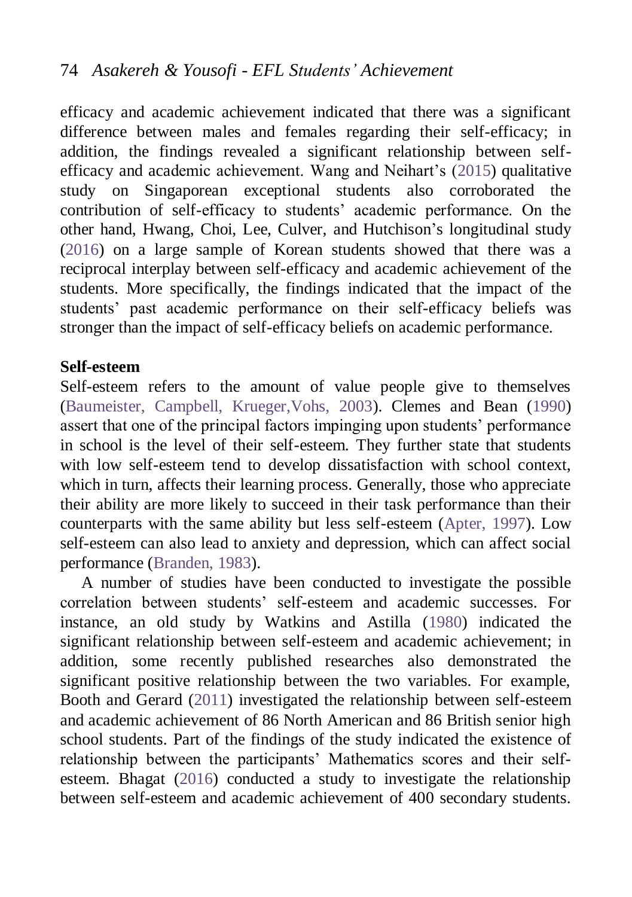efficacy and academic achievement indicated that there was a significant difference between males and females regarding their self-efficacy; in addition, the findings revealed a significant relationship between self-efficacy and academic achievement. Wang and Neihart's (2015) qualitative study on Singaporean exceptional students also corroborated the contribution of self-efficacy to students' academic performance. On the other hand, Hwang, Choi, Lee, Culver, and Hutchison's longitudinal study (2016) on a large sample of Korean students showed that there was a reciprocal interplay between self-efficacy and academic achievement of the students. More specifically, the findings indicated that the impact of the students' past academic performance on their self-efficacy beliefs was stronger than the impact of self-efficacy beliefs on academic performance.

**Self-esteem**

Self-esteem refers to the amount of value people give to themselves (Baumeister, Campbell, Krueger,Vohs, 2003). Clemes and Bean (1990) assert that one of the principal factors impinging upon students' performance in school is the level of their self-esteem. They further state that students with low self-esteem tend to develop dissatisfaction with school context, which in turn, affects their learning process. Generally, those who appreciate their ability are more likely to succeed in their task performance than their counterparts with the same ability but less self-esteem (Apter, 1997). Low self-esteem can also lead to anxiety and depression, which can affect social performance (Branden, 1983).

A number of studies have been conducted to investigate the possible correlation between students' self-esteem and academic successes. For instance, an old study by Watkins and Astilla (1980) indicated the significant relationship between self-esteem and academic achievement; in addition, some recently published researches also demonstrated the significant positive relationship between the two variables. For example, Booth and Gerard (2011) investigated the relationship between self-esteem and academic achievement of 86 North American and 86 British senior high school students. Part of the findings of the study indicated the existence of relationship between the participants' Mathematics scores and their self-esteem. Bhagat (2016) conducted a study to investigate the relationship between self-esteem and academic achievement of 400 secondary students.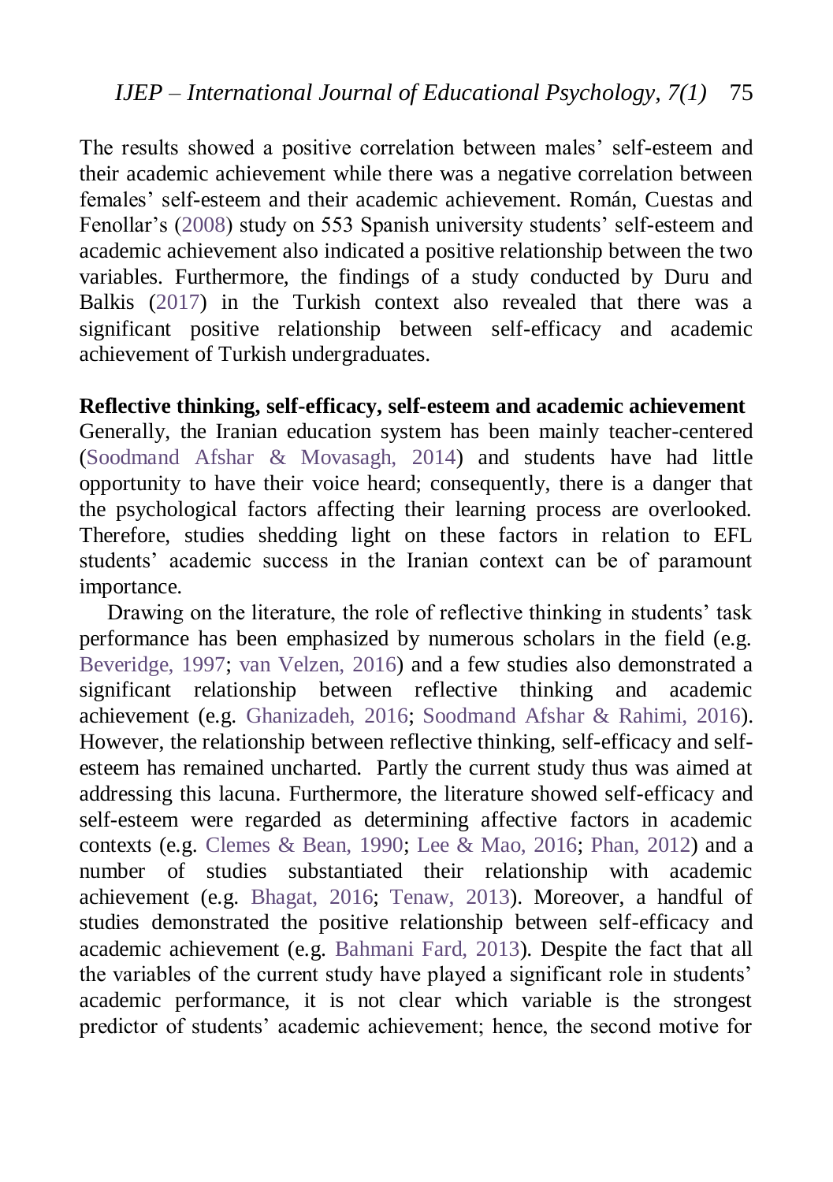The results showed a positive correlation between males' self-esteem and their academic achievement while there was a negative correlation between females' self-esteem and their academic achievement. Román, Cuestas and Fenollar's (2008) study on 553 Spanish university students' self-esteem and academic achievement also indicated a positive relationship between the two variables. Furthermore, the findings of a study conducted by Duru and Balkis (2017) in the Turkish context also revealed that there was a significant positive relationship between self-efficacy and academic achievement of Turkish undergraduates.

**Reflective thinking, self-efficacy, self-esteem and academic achievement**

Generally, the Iranian education system has been mainly teacher-centered (Soodmand Afshar & Movasagh, 2014) and students have had little opportunity to have their voice heard; consequently, there is a danger that the psychological factors affecting their learning process are overlooked. Therefore, studies shedding light on these factors in relation to EFL students' academic success in the Iranian context can be of paramount importance.

Drawing on the literature, the role of reflective thinking in students' task performance has been emphasized by numerous scholars in the field (e.g. Beveridge, 1997; van Velzen, 2016) and a few studies also demonstrated a significant relationship between reflective thinking and academic achievement (e.g. Ghanizadeh, 2016; Soodmand Afshar & Rahimi, 2016). However, the relationship between reflective thinking, self-efficacy and self-esteem has remained uncharted. Partly the current study thus was aimed at addressing this lacuna. Furthermore, the literature showed self-efficacy and self-esteem were regarded as determining affective factors in academic contexts (e.g. Clemes & Bean, 1990; Lee & Mao, 2016; Phan, 2012) and a number of studies substantiated their relationship with academic achievement (e.g. Bhagat, 2016; Tenaw, 2013). Moreover, a handful of studies demonstrated the positive relationship between self-efficacy and academic achievement (e.g. Bahmani Fard, 2013). Despite the fact that all the variables of the current study have played a significant role in students' academic performance, it is not clear which variable is the strongest predictor of students' academic achievement; hence, the second motive for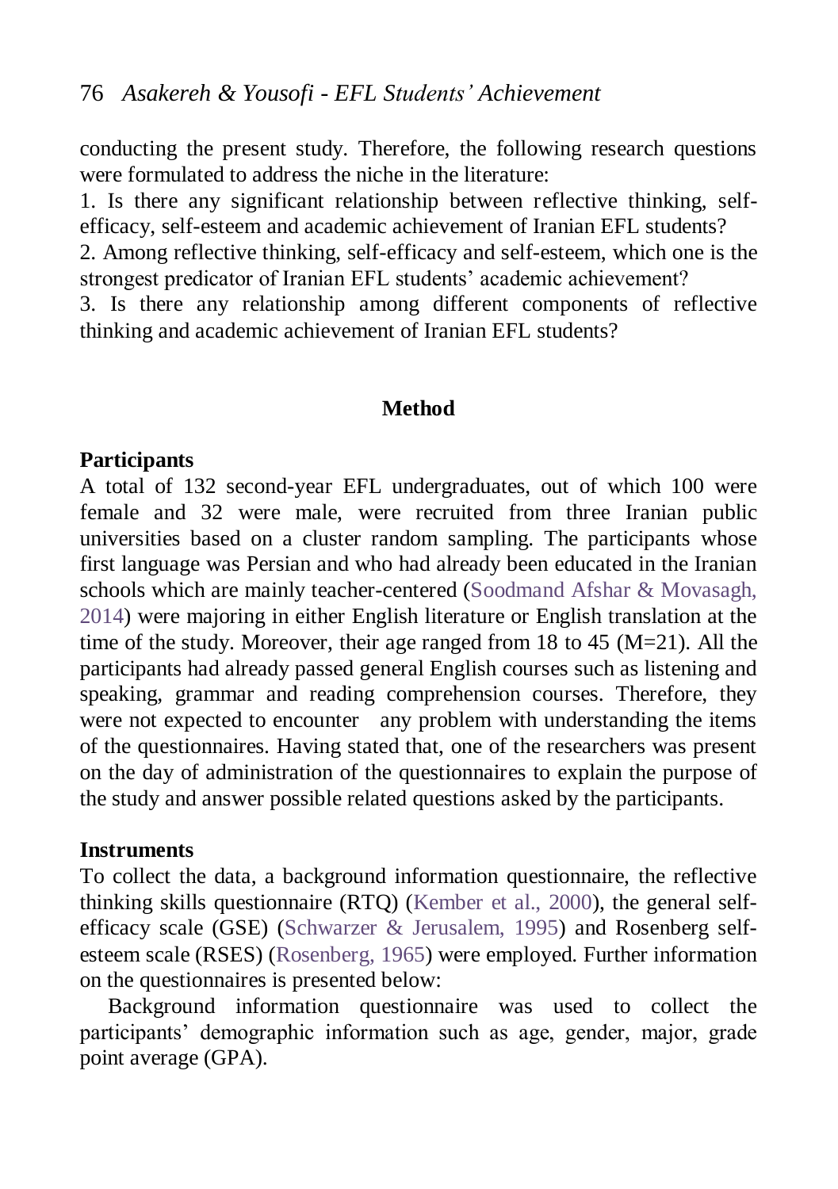conducting the present study. Therefore, the following research questions were formulated to address the niche in the literature:

1. Is there any significant relationship between reflective thinking, self-efficacy, self-esteem and academic achievement of Iranian EFL students?
2. Among reflective thinking, self-efficacy and self-esteem, which one is the strongest predicator of Iranian EFL students' academic achievement?
3. Is there any relationship among different components of reflective thinking and academic achievement of Iranian EFL students?

## Method

### Participants

A total of 132 second-year EFL undergraduates, out of which 100 were female and 32 were male, were recruited from three Iranian public universities based on a cluster random sampling. The participants whose first language was Persian and who had already been educated in the Iranian schools which are mainly teacher-centered (Soodmand Afshar & Movasagh, 2014) were majoring in either English literature or English translation at the time of the study. Moreover, their age ranged from 18 to 45 (M=21). All the participants had already passed general English courses such as listening and speaking, grammar and reading comprehension courses. Therefore, they were not expected to encounter any problem with understanding the items of the questionnaires. Having stated that, one of the researchers was present on the day of administration of the questionnaires to explain the purpose of the study and answer possible related questions asked by the participants.

### Instruments

To collect the data, a background information questionnaire, the reflective thinking skills questionnaire (RTQ) (Kember et al., 2000), the general self-efficacy scale (GSE) (Schwarzer & Jerusalem, 1995) and Rosenberg self-esteem scale (RSES) (Rosenberg, 1965) were employed. Further information on the questionnaires is presented below:

Background information questionnaire was used to collect the participants' demographic information such as age, gender, major, grade point average (GPA).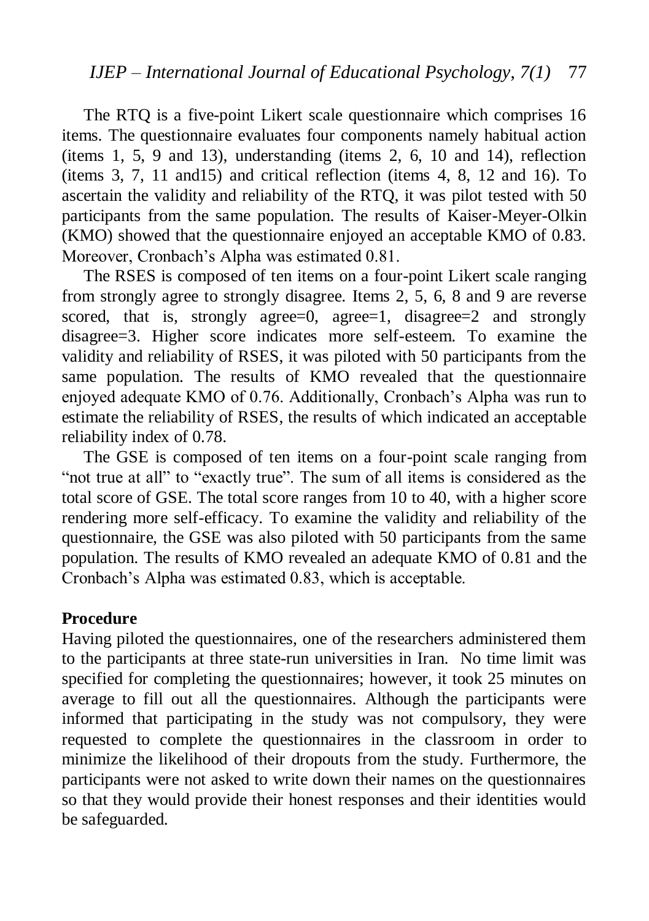The RTQ is a five-point Likert scale questionnaire which comprises 16 items. The questionnaire evaluates four components namely habitual action (items 1, 5, 9 and 13), understanding (items 2, 6, 10 and 14), reflection (items 3, 7, 11 and15) and critical reflection (items 4, 8, 12 and 16). To ascertain the validity and reliability of the RTQ, it was pilot tested with 50 participants from the same population. The results of Kaiser-Meyer-Olkin (KMO) showed that the questionnaire enjoyed an acceptable KMO of 0.83. Moreover, Cronbach's Alpha was estimated 0.81.

The RSES is composed of ten items on a four-point Likert scale ranging from strongly agree to strongly disagree. Items 2, 5, 6, 8 and 9 are reverse scored, that is, strongly agree=0, agree=1, disagree=2 and strongly disagree=3. Higher score indicates more self-esteem. To examine the validity and reliability of RSES, it was piloted with 50 participants from the same population. The results of KMO revealed that the questionnaire enjoyed adequate KMO of 0.76. Additionally, Cronbach's Alpha was run to estimate the reliability of RSES, the results of which indicated an acceptable reliability index of 0.78.

The GSE is composed of ten items on a four-point scale ranging from "not true at all" to "exactly true". The sum of all items is considered as the total score of GSE. The total score ranges from 10 to 40, with a higher score rendering more self-efficacy. To examine the validity and reliability of the questionnaire, the GSE was also piloted with 50 participants from the same population. The results of KMO revealed an adequate KMO of 0.81 and the Cronbach's Alpha was estimated 0.83, which is acceptable.

**Procedure**

Having piloted the questionnaires, one of the researchers administered them to the participants at three state-run universities in Iran. No time limit was specified for completing the questionnaires; however, it took 25 minutes on average to fill out all the questionnaires. Although the participants were informed that participating in the study was not compulsory, they were requested to complete the questionnaires in the classroom in order to minimize the likelihood of their dropouts from the study. Furthermore, the participants were not asked to write down their names on the questionnaires so that they would provide their honest responses and their identities would be safeguarded.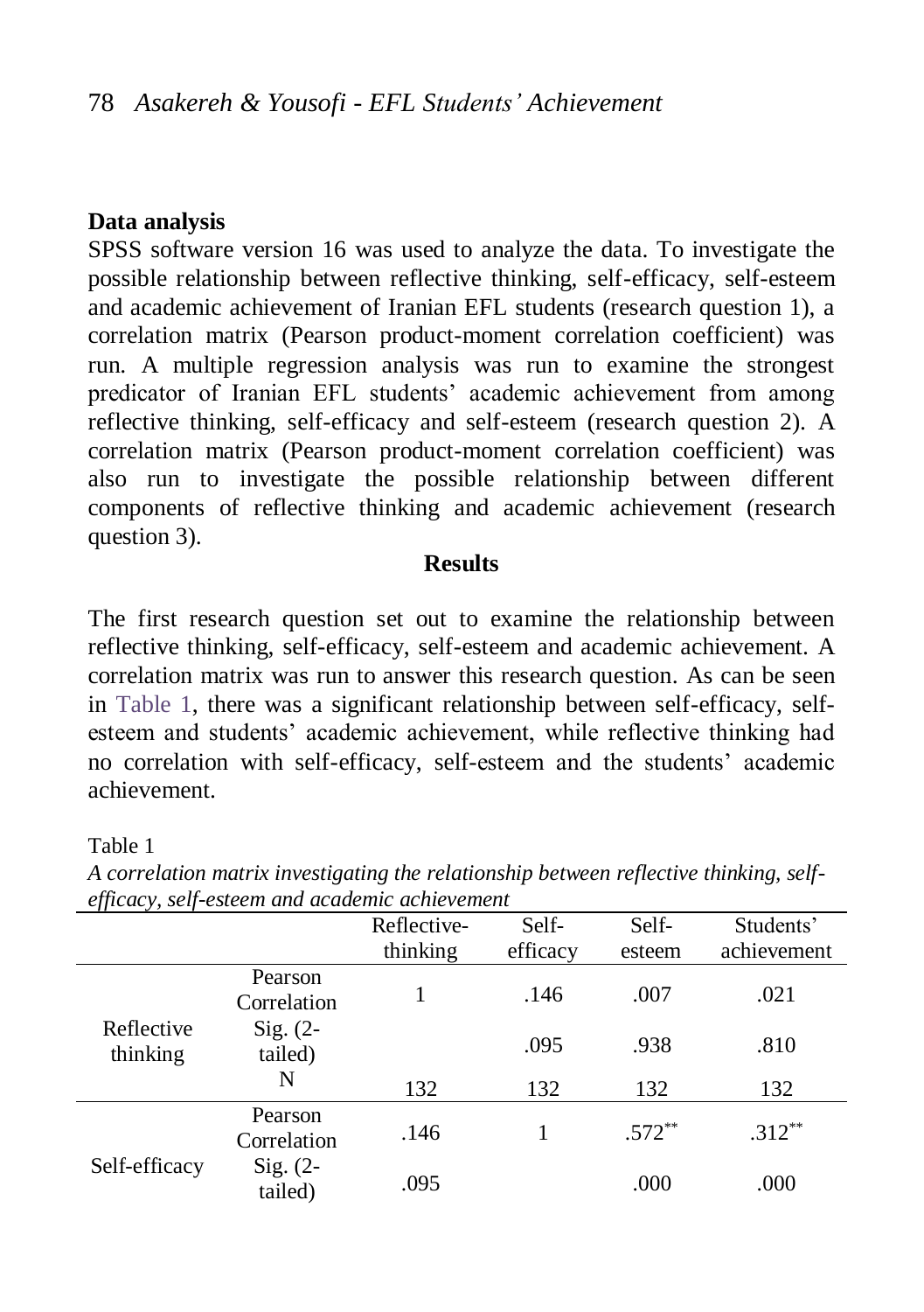### Data analysis

SPSS software version 16 was used to analyze the data. To investigate the possible relationship between reflective thinking, self-efficacy, self-esteem and academic achievement of Iranian EFL students (research question 1), a correlation matrix (Pearson product-moment correlation coefficient) was run. A multiple regression analysis was run to examine the strongest predicator of Iranian EFL students' academic achievement from among reflective thinking, self-efficacy and self-esteem (research question 2). A correlation matrix (Pearson product-moment correlation coefficient) was also run to investigate the possible relationship between different components of reflective thinking and academic achievement (research question 3).

## Results

The first research question set out to examine the relationship between reflective thinking, self-efficacy, self-esteem and academic achievement. A correlation matrix was run to answer this research question. As can be seen in Table 1, there was a significant relationship between self-efficacy, self-esteem and students' academic achievement, while reflective thinking had no correlation with self-efficacy, self-esteem and the students' academic achievement.

Table 1

*A correlation matrix investigating the relationship between reflective thinking, self-efficacy, self-esteem and academic achievement*

| | | Reflective-thinking | Self-efficacy | Self-esteem | Students' achievement |
|---|---|---|---|---|---|
| Reflective thinking | Pearson Correlation | 1 | .146 | .007 | .021 |
| | Sig. (2-tailed) | | .095 | .938 | .810 |
| | N | 132 | 132 | 132 | 132 |
| Self-efficacy | Pearson Correlation | .146 | 1 | .572** | .312** |
| | Sig. (2-tailed) | .095 | | .000 | .000 |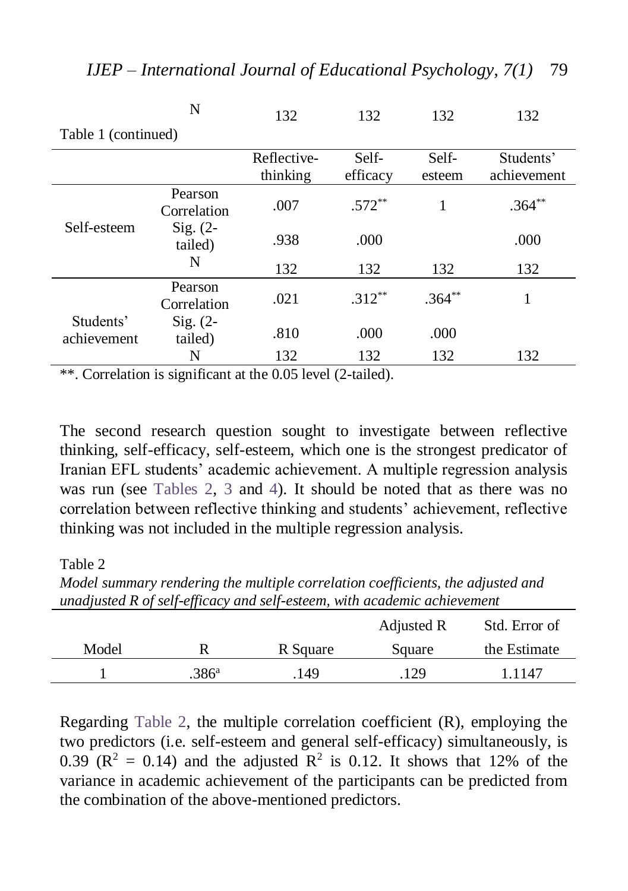| | N | 132 | 132 | 132 | 132 |
|---|---|---|---|---|---|

Table 1 (continued)

| | | Reflective-thinking | Self-efficacy | Self-esteem | Students' achievement |
|---|---|---|---|---|---|
| Self-esteem | Pearson Correlation | .007 | .572** | 1 | .364** |
| | Sig. (2-tailed) | .938 | .000 | | .000 |
| | N | 132 | 132 | 132 | 132 |
| Students' achievement | Pearson Correlation | .021 | .312** | .364** | 1 |
| | Sig. (2-tailed) | .810 | .000 | .000 | |
| | N | 132 | 132 | 132 | 132 |

**. Correlation is significant at the 0.05 level (2-tailed).

The second research question sought to investigate between reflective thinking, self-efficacy, self-esteem, which one is the strongest predicator of Iranian EFL students' academic achievement. A multiple regression analysis was run (see Tables 2, 3 and 4). It should be noted that as there was no correlation between reflective thinking and students' achievement, reflective thinking was not included in the multiple regression analysis.

Table 2

*Model summary rendering the multiple correlation coefficients, the adjusted and unadjusted R of self-efficacy and self-esteem, with academic achievement*

| Model | R | R Square | Adjusted R Square | Std. Error of the Estimate |
|---|---|---|---|---|
| 1 | .386[a] | .149 | .129 | 1.1147 |

Regarding Table 2, the multiple correlation coefficient (R), employing the two predictors (i.e. self-esteem and general self-efficacy) simultaneously, is 0.39 ($R^2$ = 0.14) and the adjusted $R^2$ is 0.12. It shows that 12% of the variance in academic achievement of the participants can be predicted from the combination of the above-mentioned predictors.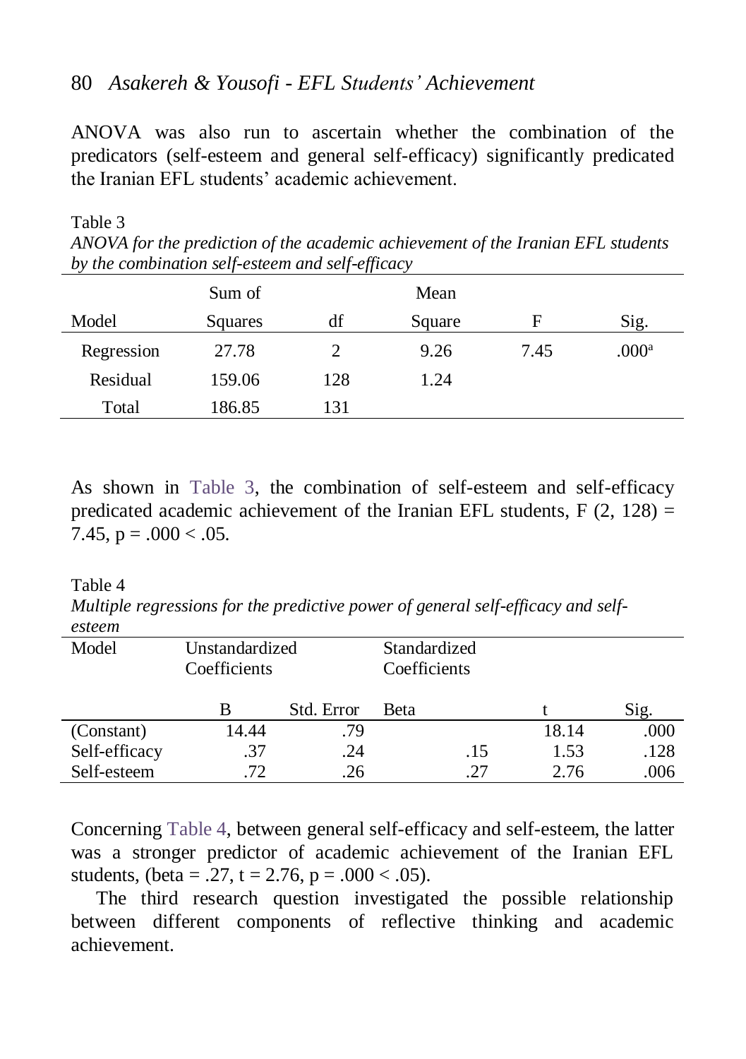ANOVA was also run to ascertain whether the combination of the predicators (self-esteem and general self-efficacy) significantly predicated the Iranian EFL students' academic achievement.

Table 3
*ANOVA for the prediction of the academic achievement of the Iranian EFL students by the combination self-esteem and self-efficacy*

| Model | Sum of Squares | df | Mean Square | F | Sig. |
|---|---|---|---|---|---|
| Regression | 27.78 | 2 | 9.26 | 7.45 | .000[a] |
| Residual | 159.06 | 128 | 1.24 | | |
| Total | 186.85 | 131 | | | |

As shown in Table 3, the combination of self-esteem and self-efficacy predicated academic achievement of the Iranian EFL students, $F(2, 128) = 7.45$, $p = .000 < .05$.

Table 4
*Multiple regressions for the predictive power of general self-efficacy and self-esteem*

| Model | Unstandardized Coefficients | | Standardized Coefficients | | |
|---|---|---|---|---|---|
| | B | Std. Error | Beta | t | Sig. |
| (Constant) | 14.44 | .79 | | 18.14 | .000 |
| Self-efficacy | .37 | .24 | .15 | 1.53 | .128 |
| Self-esteem | .72 | .26 | .27 | 2.76 | .006 |

Concerning Table 4, between general self-efficacy and self-esteem, the latter was a stronger predictor of academic achievement of the Iranian EFL students, (beta = .27, $t = 2.76$, $p = .000 < .05$).

The third research question investigated the possible relationship between different components of reflective thinking and academic achievement.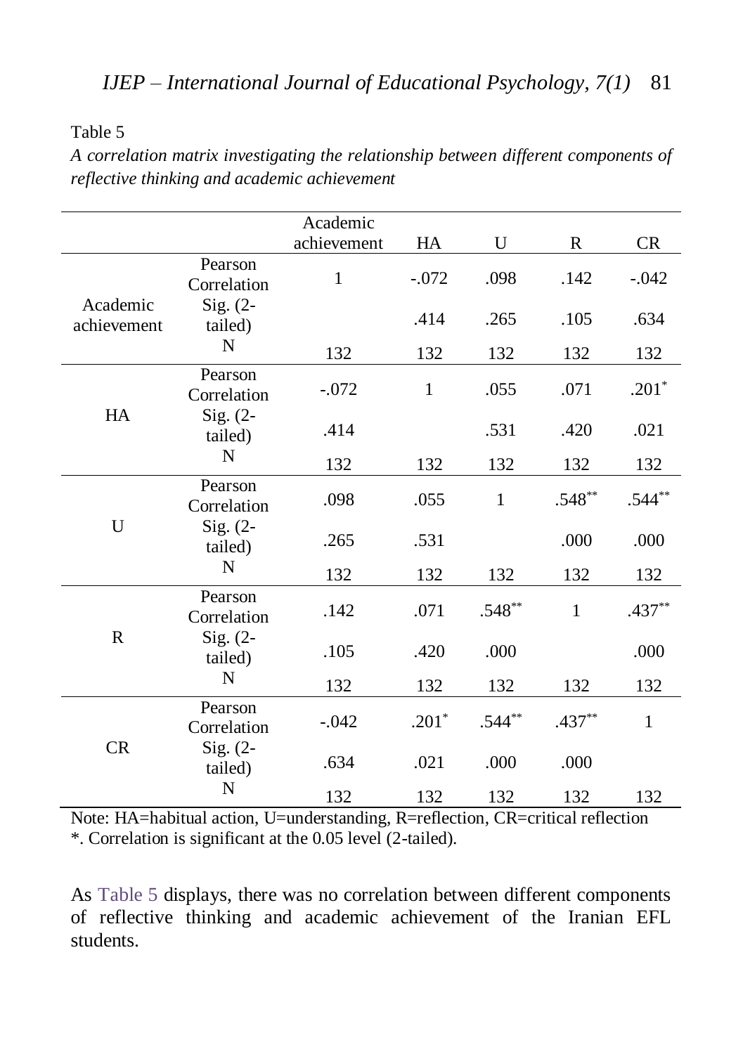Table 5

*A correlation matrix investigating the relationship between different components of reflective thinking and academic achievement*

| | | Academic achievement | HA | U | R | CR |
|---|---|---|---|---|---|---|
| Academic achievement | Pearson Correlation | 1 | -.072 | .098 | .142 | -.042 |
| | Sig. (2-tailed) | | .414 | .265 | .105 | .634 |
| | N | 132 | 132 | 132 | 132 | 132 |
| HA | Pearson Correlation | -.072 | 1 | .055 | .071 | .201* |
| | Sig. (2-tailed) | .414 | | .531 | .420 | .021 |
| | N | 132 | 132 | 132 | 132 | 132 |
| U | Pearson Correlation | .098 | .055 | 1 | .548** | .544** |
| | Sig. (2-tailed) | .265 | .531 | | .000 | .000 |
| | N | 132 | 132 | 132 | 132 | 132 |
| R | Pearson Correlation | .142 | .071 | .548** | 1 | .437** |
| | Sig. (2-tailed) | .105 | .420 | .000 | | .000 |
| | N | 132 | 132 | 132 | 132 | 132 |
| CR | Pearson Correlation | -.042 | .201* | .544** | .437** | 1 |
| | Sig. (2-tailed) | .634 | .021 | .000 | .000 | |
| | N | 132 | 132 | 132 | 132 | 132 |

Note: HA=habitual action, U=understanding, R=reflection, CR=critical reflection
*. Correlation is significant at the 0.05 level (2-tailed).

As Table 5 displays, there was no correlation between different components of reflective thinking and academic achievement of the Iranian EFL students.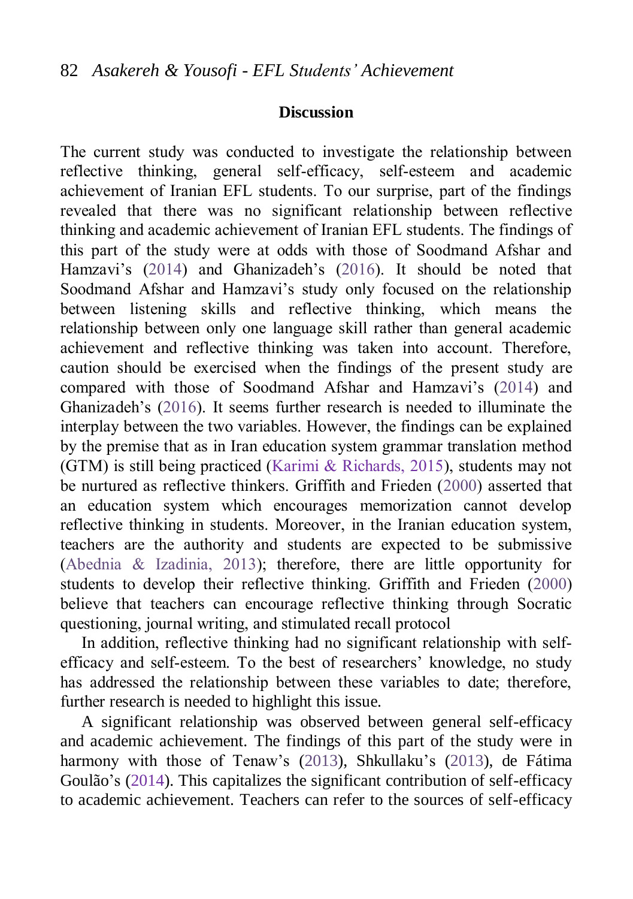## Discussion

The current study was conducted to investigate the relationship between reflective thinking, general self-efficacy, self-esteem and academic achievement of Iranian EFL students. To our surprise, part of the findings revealed that there was no significant relationship between reflective thinking and academic achievement of Iranian EFL students. The findings of this part of the study were at odds with those of Soodmand Afshar and Hamzavi's (2014) and Ghanizadeh's (2016). It should be noted that Soodmand Afshar and Hamzavi's study only focused on the relationship between listening skills and reflective thinking, which means the relationship between only one language skill rather than general academic achievement and reflective thinking was taken into account. Therefore, caution should be exercised when the findings of the present study are compared with those of Soodmand Afshar and Hamzavi's (2014) and Ghanizadeh's (2016). It seems further research is needed to illuminate the interplay between the two variables. However, the findings can be explained by the premise that as in Iran education system grammar translation method (GTM) is still being practiced (Karimi & Richards, 2015), students may not be nurtured as reflective thinkers. Griffith and Frieden (2000) asserted that an education system which encourages memorization cannot develop reflective thinking in students. Moreover, in the Iranian education system, teachers are the authority and students are expected to be submissive (Abednia & Izadinia, 2013); therefore, there are little opportunity for students to develop their reflective thinking. Griffith and Frieden (2000) believe that teachers can encourage reflective thinking through Socratic questioning, journal writing, and stimulated recall protocol

In addition, reflective thinking had no significant relationship with self-efficacy and self-esteem. To the best of researchers' knowledge, no study has addressed the relationship between these variables to date; therefore, further research is needed to highlight this issue.

A significant relationship was observed between general self-efficacy and academic achievement. The findings of this part of the study were in harmony with those of Tenaw's (2013), Shkullaku's (2013), de Fátima Goulão's (2014). This capitalizes the significant contribution of self-efficacy to academic achievement. Teachers can refer to the sources of self-efficacy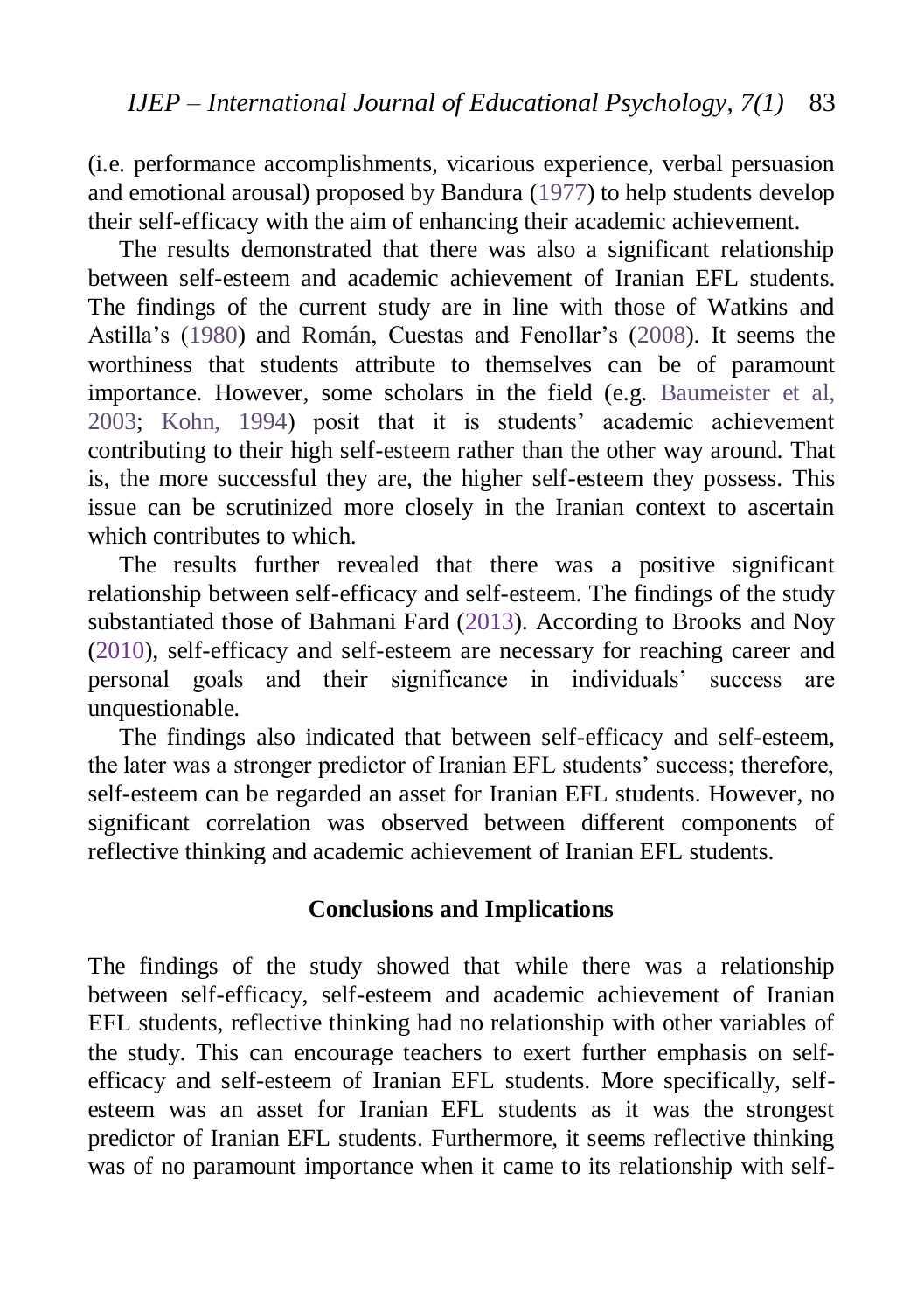(i.e. performance accomplishments, vicarious experience, verbal persuasion and emotional arousal) proposed by Bandura (1977) to help students develop their self-efficacy with the aim of enhancing their academic achievement.

The results demonstrated that there was also a significant relationship between self-esteem and academic achievement of Iranian EFL students. The findings of the current study are in line with those of Watkins and Astilla's (1980) and Román, Cuestas and Fenollar's (2008). It seems the worthiness that students attribute to themselves can be of paramount importance. However, some scholars in the field (e.g. Baumeister et al, 2003; Kohn, 1994) posit that it is students' academic achievement contributing to their high self-esteem rather than the other way around. That is, the more successful they are, the higher self-esteem they possess. This issue can be scrutinized more closely in the Iranian context to ascertain which contributes to which.

The results further revealed that there was a positive significant relationship between self-efficacy and self-esteem. The findings of the study substantiated those of Bahmani Fard (2013). According to Brooks and Noy (2010), self-efficacy and self-esteem are necessary for reaching career and personal goals and their significance in individuals' success are unquestionable.

The findings also indicated that between self-efficacy and self-esteem, the later was a stronger predictor of Iranian EFL students' success; therefore, self-esteem can be regarded an asset for Iranian EFL students. However, no significant correlation was observed between different components of reflective thinking and academic achievement of Iranian EFL students.

## Conclusions and Implications

The findings of the study showed that while there was a relationship between self-efficacy, self-esteem and academic achievement of Iranian EFL students, reflective thinking had no relationship with other variables of the study. This can encourage teachers to exert further emphasis on self-efficacy and self-esteem of Iranian EFL students. More specifically, self-esteem was an asset for Iranian EFL students as it was the strongest predictor of Iranian EFL students. Furthermore, it seems reflective thinking was of no paramount importance when it came to its relationship with self-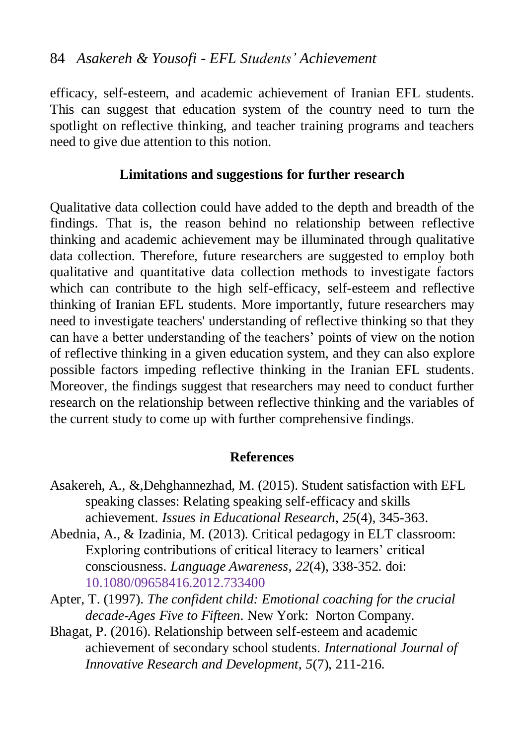efficacy, self-esteem, and academic achievement of Iranian EFL students. This can suggest that education system of the country need to turn the spotlight on reflective thinking, and teacher training programs and teachers need to give due attention to this notion.

## Limitations and suggestions for further research

Qualitative data collection could have added to the depth and breadth of the findings. That is, the reason behind no relationship between reflective thinking and academic achievement may be illuminated through qualitative data collection. Therefore, future researchers are suggested to employ both qualitative and quantitative data collection methods to investigate factors which can contribute to the high self-efficacy, self-esteem and reflective thinking of Iranian EFL students. More importantly, future researchers may need to investigate teachers' understanding of reflective thinking so that they can have a better understanding of the teachers' points of view on the notion of reflective thinking in a given education system, and they can also explore possible factors impeding reflective thinking in the Iranian EFL students. Moreover, the findings suggest that researchers may need to conduct further research on the relationship between reflective thinking and the variables of the current study to come up with further comprehensive findings.

## References

Asakereh, A., &,Dehghannezhad, M. (2015). Student satisfaction with EFL speaking classes: Relating speaking self-efficacy and skills achievement. *Issues in Educational Research, 25*(4), 345-363.

Abednia, A., & Izadinia, M. (2013). Critical pedagogy in ELT classroom: Exploring contributions of critical literacy to learners' critical consciousness. *Language Awareness, 22*(4), 338-352. doi: 10.1080/09658416.2012.733400

Apter, T. (1997). *The confident child: Emotional coaching for the crucial decade-Ages Five to Fifteen*. New York: Norton Company.

Bhagat, P. (2016). Relationship between self-esteem and academic achievement of secondary school students. *International Journal of Innovative Research and Development, 5*(7), 211-216.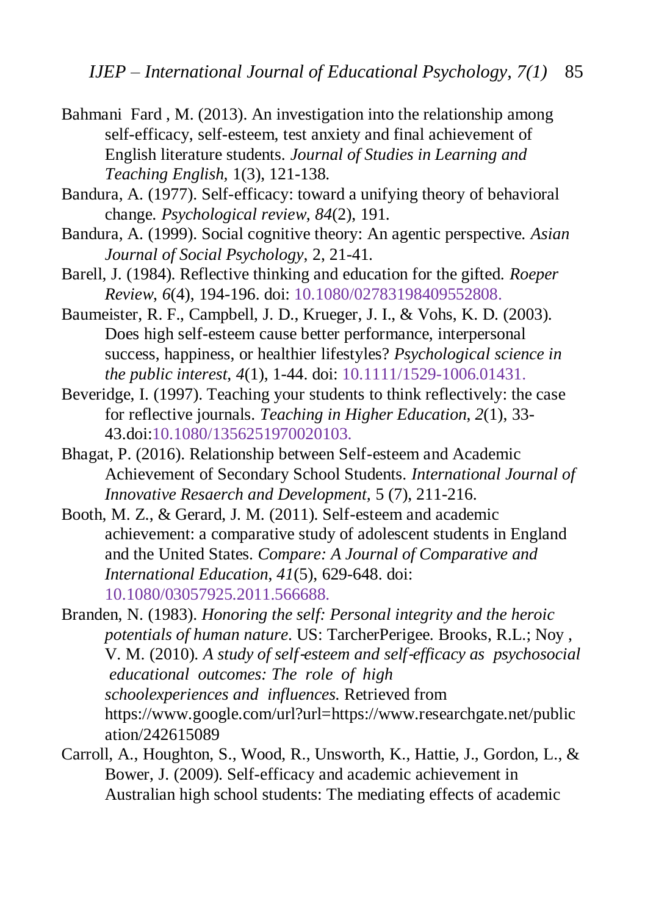Bahmani Fard , M. (2013). An investigation into the relationship among self-efficacy, self-esteem, test anxiety and final achievement of English literature students. *Journal of Studies in Learning and Teaching English,* 1(3), 121-138.

Bandura, A. (1977). Self-efficacy: toward a unifying theory of behavioral change. *Psychological review*, *84*(2), 191.

Bandura, A. (1999). Social cognitive theory: An agentic perspective. *Asian Journal of Social Psychology*, 2, 21-41.

Barell, J. (1984). Reflective thinking and education for the gifted. *Roeper Review*, *6*(4), 194-196. doi: 10.1080/02783198409552808.

Baumeister, R. F., Campbell, J. D., Krueger, J. I., & Vohs, K. D. (2003). Does high self-esteem cause better performance, interpersonal success, happiness, or healthier lifestyles? *Psychological science in the public interest*, *4*(1), 1-44. doi: 10.1111/1529-1006.01431.

Beveridge, I. (1997). Teaching your students to think reflectively: the case for reflective journals. *Teaching in Higher Education*, *2*(1), 33-43.doi:10.1080/1356251970020103.

Bhagat, P. (2016). Relationship between Self-esteem and Academic Achievement of Secondary School Students. *International Journal of Innovative Resaerch and Development*, 5 (7), 211-216.

Booth, M. Z., & Gerard, J. M. (2011). Self-esteem and academic achievement: a comparative study of adolescent students in England and the United States. *Compare: A Journal of Comparative and International Education*, *41*(5), 629-648. doi: 10.1080/03057925.2011.566688.

Branden, N. (1983). *Honoring the self: Personal integrity and the heroic potentials of human nature*. US: TarcherPerigee. Brooks, R.L.; Noy , V. M. (2010). *A study of self-esteem and self-efficacy as psychosocial educational outcomes: The role of high schoolexperiences and influences.* Retrieved from https://www.google.com/url?url=https://www.researchgate.net/publication/242615089

Carroll, A., Houghton, S., Wood, R., Unsworth, K., Hattie, J., Gordon, L., & Bower, J. (2009). Self-efficacy and academic achievement in Australian high school students: The mediating effects of academic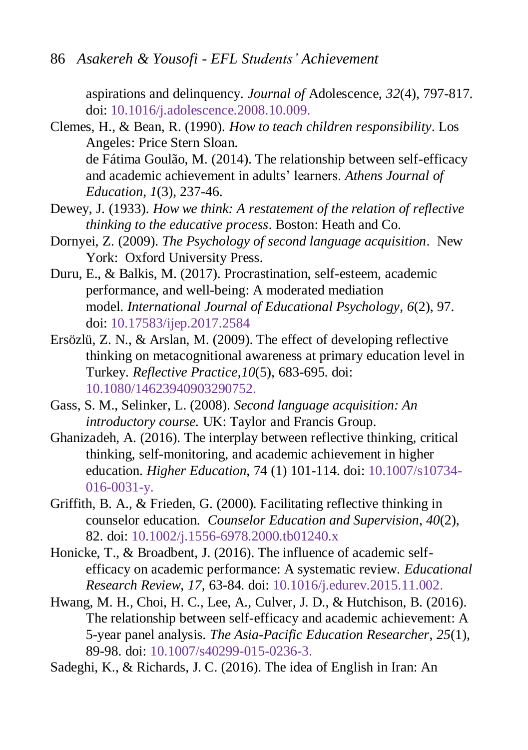aspirations and delinquency. *Journal of* Adolescence, *32*(4), 797-817. doi: 10.1016/j.adolescence.2008.10.009.

Clemes, H., & Bean, R. (1990). *How to teach children responsibility*. Los Angeles: Price Stern Sloan.

de Fátima Goulão, M. (2014). The relationship between self-efficacy and academic achievement in adults' learners. *Athens Journal of Education, 1*(3), 237-46.

Dewey, J. (1933). *How we think: A restatement of the relation of reflective thinking to the educative process*. Boston: Heath and Co.

Dornyei, Z. (2009). *The Psychology of second language acquisition*. New York: Oxford University Press.

Duru, E., & Balkis, M. (2017). Procrastination, self-esteem, academic performance, and well-being: A moderated mediation model. *International Journal of Educational Psychology*, *6*(2), 97. doi: 10.17583/ijep.2017.2584

Ersözlü, Z. N., & Arslan, M. (2009). The effect of developing reflective thinking on metacognitional awareness at primary education level in Turkey. *Reflective Practice*,*10*(5), 683-695. doi: 10.1080/14623940903290752.

Gass, S. M., Selinker, L. (2008). *Second language acquisition: An introductory course.* UK: Taylor and Francis Group.

Ghanizadeh, A. (2016). The interplay between reflective thinking, critical thinking, self-monitoring, and academic achievement in higher education. *Higher Education*, 74 (1) 101-114. doi: 10.1007/s10734-016-0031-y.

Griffith, B. A., & Frieden, G. (2000). Facilitating reflective thinking in counselor education. *Counselor Education and Supervision*, *40*(2), 82. doi: 10.1002/j.1556-6978.2000.tb01240.x

Honicke, T., & Broadbent, J. (2016). The influence of academic self-efficacy on academic performance: A systematic review. *Educational Research Review*, *17*, 63-84. doi: 10.1016/j.edurev.2015.11.002.

Hwang, M. H., Choi, H. C., Lee, A., Culver, J. D., & Hutchison, B. (2016). The relationship between self-efficacy and academic achievement: A 5-year panel analysis. *The Asia-Pacific Education Researcher*, *25*(1), 89-98. doi: 10.1007/s40299-015-0236-3.

Sadeghi, K., & Richards, J. C. (2016). The idea of English in Iran: An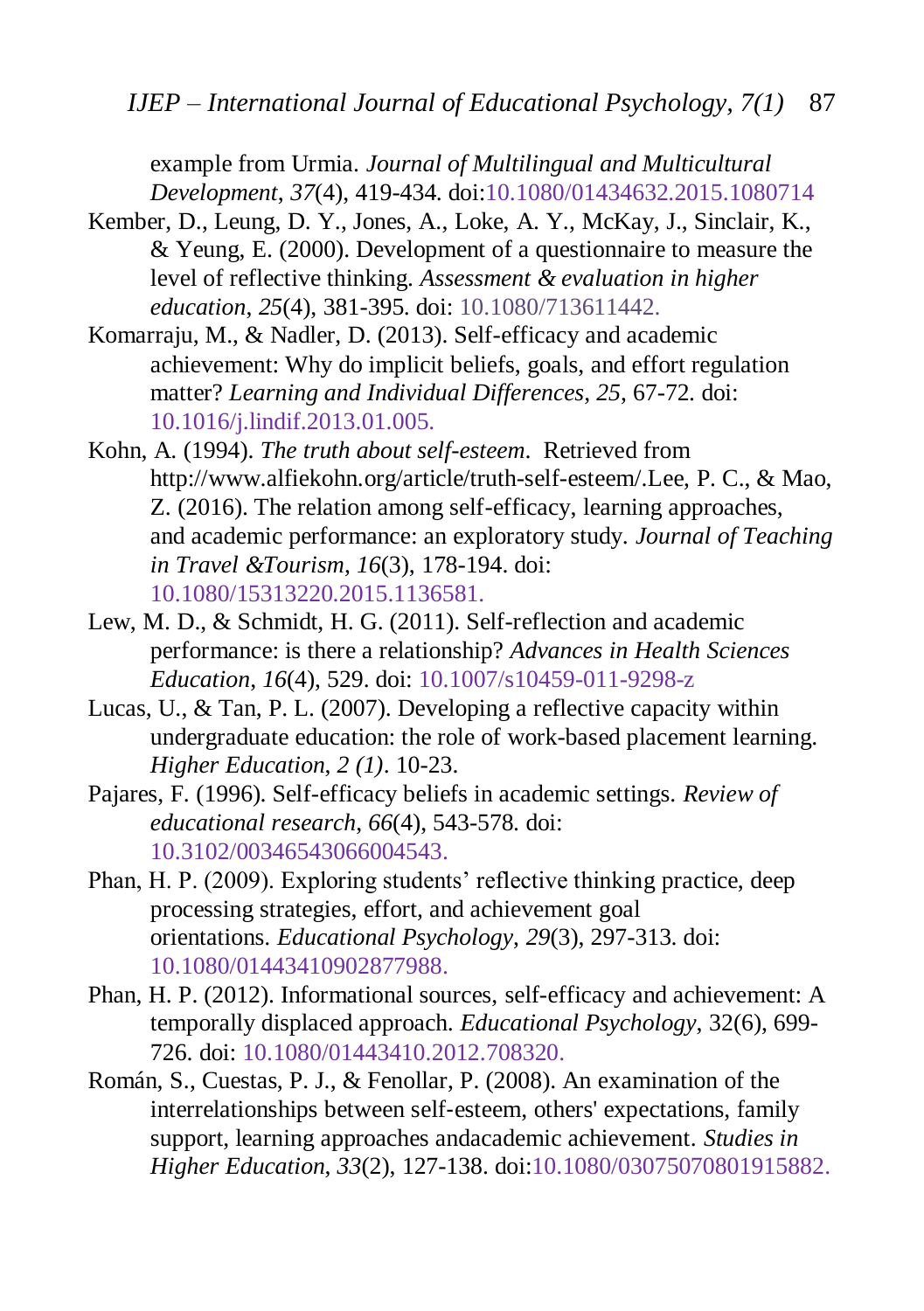example from Urmia. *Journal of Multilingual and Multicultural Development*, *37*(4), 419-434. doi:10.1080/01434632.2015.1080714

Kember, D., Leung, D. Y., Jones, A., Loke, A. Y., McKay, J., Sinclair, K., & Yeung, E. (2000). Development of a questionnaire to measure the level of reflective thinking. *Assessment & evaluation in higher education*, *25*(4), 381-395. doi: 10.1080/713611442.

Komarraju, M., & Nadler, D. (2013). Self-efficacy and academic achievement: Why do implicit beliefs, goals, and effort regulation matter? *Learning and Individual Differences, 25*, 67-72. doi: 10.1016/j.lindif.2013.01.005.

Kohn, A. (1994). *The truth about self-esteem*. Retrieved from http://www.alfiekohn.org/article/truth-self-esteem/.Lee, P. C., & Mao, Z. (2016). The relation among self-efficacy, learning approaches, and academic performance: an exploratory study. *Journal of Teaching in Travel &Tourism*, *16*(3), 178-194. doi: 10.1080/15313220.2015.1136581.

Lew, M. D., & Schmidt, H. G. (2011). Self-reflection and academic performance: is there a relationship? *Advances in Health Sciences Education*, *16*(4), 529. doi: 10.1007/s10459-011-9298-z

Lucas, U., & Tan, P. L. (2007). Developing a reflective capacity within undergraduate education: the role of work-based placement learning. *Higher Education*, *2 (1)*. 10-23.

Pajares, F. (1996). Self-efficacy beliefs in academic settings. *Review of educational research*, *66*(4), 543-578. doi: 10.3102/00346543066004543.

Phan, H. P. (2009). Exploring students' reflective thinking practice, deep processing strategies, effort, and achievement goal orientations. *Educational Psychology*, *29*(3), 297-313. doi: 10.1080/01443410902877988.

Phan, H. P. (2012). Informational sources, self-efficacy and achievement: A temporally displaced approach. *Educational Psychology*, 32(6), 699-726. doi: 10.1080/01443410.2012.708320.

Román, S., Cuestas, P. J., & Fenollar, P. (2008). An examination of the interrelationships between self-esteem, others' expectations, family support, learning approaches andacademic achievement. *Studies in Higher Education*, *33*(2), 127-138. doi:10.1080/03075070801915882.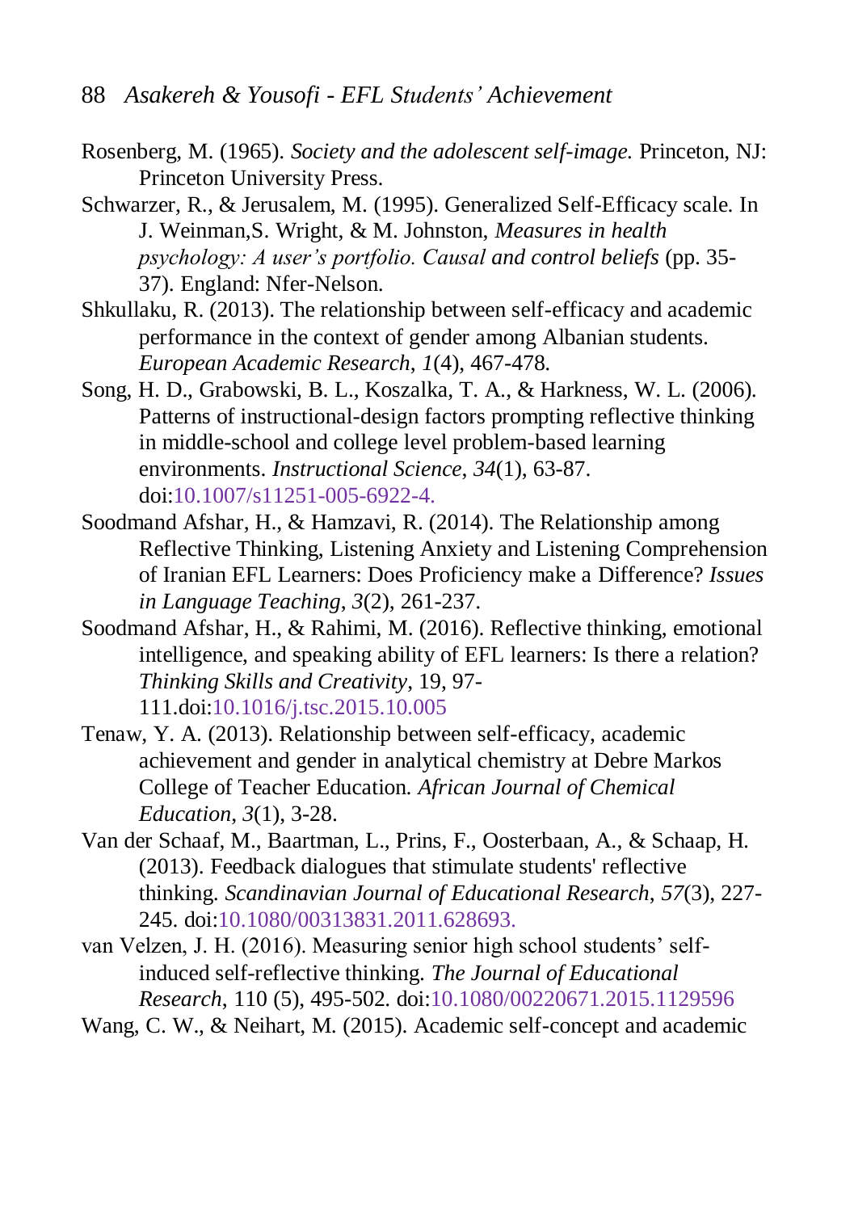Rosenberg, M. (1965). *Society and the adolescent self-image.* Princeton, NJ: Princeton University Press.

Schwarzer, R., & Jerusalem, M. (1995). Generalized Self-Efficacy scale. In J. Weinman,S. Wright, & M. Johnston, *Measures in health psychology: A user's portfolio. Causal and control beliefs* (pp. 35-37). England: Nfer-Nelson.

Shkullaku, R. (2013). The relationship between self-efficacy and academic performance in the context of gender among Albanian students. *European Academic Research*, *1*(4), 467-478.

Song, H. D., Grabowski, B. L., Koszalka, T. A., & Harkness, W. L. (2006). Patterns of instructional-design factors prompting reflective thinking in middle-school and college level problem-based learning environments. *Instructional Science*, *34*(1), 63-87. doi:10.1007/s11251-005-6922-4.

Soodmand Afshar, H., & Hamzavi, R. (2014). The Relationship among Reflective Thinking, Listening Anxiety and Listening Comprehension of Iranian EFL Learners: Does Proficiency make a Difference? *Issues in Language Teaching*, *3*(2), 261-237.

Soodmand Afshar, H., & Rahimi, M. (2016). Reflective thinking, emotional intelligence, and speaking ability of EFL learners: Is there a relation? *Thinking Skills and Creativity*, 19, 97-111.doi:10.1016/j.tsc.2015.10.005

Tenaw, Y. A. (2013). Relationship between self-efficacy, academic achievement and gender in analytical chemistry at Debre Markos College of Teacher Education. *African Journal of Chemical Education*, *3*(1), 3-28.

Van der Schaaf, M., Baartman, L., Prins, F., Oosterbaan, A., & Schaap, H. (2013). Feedback dialogues that stimulate students' reflective thinking. *Scandinavian Journal of Educational Research*, *57*(3), 227-245. doi:10.1080/00313831.2011.628693.

van Velzen, J. H. (2016). Measuring senior high school students' self-induced self-reflective thinking. *The Journal of Educational Research*, 110 (5), 495-502. doi:10.1080/00220671.2015.1129596

Wang, C. W., & Neihart, M. (2015). Academic self-concept and academic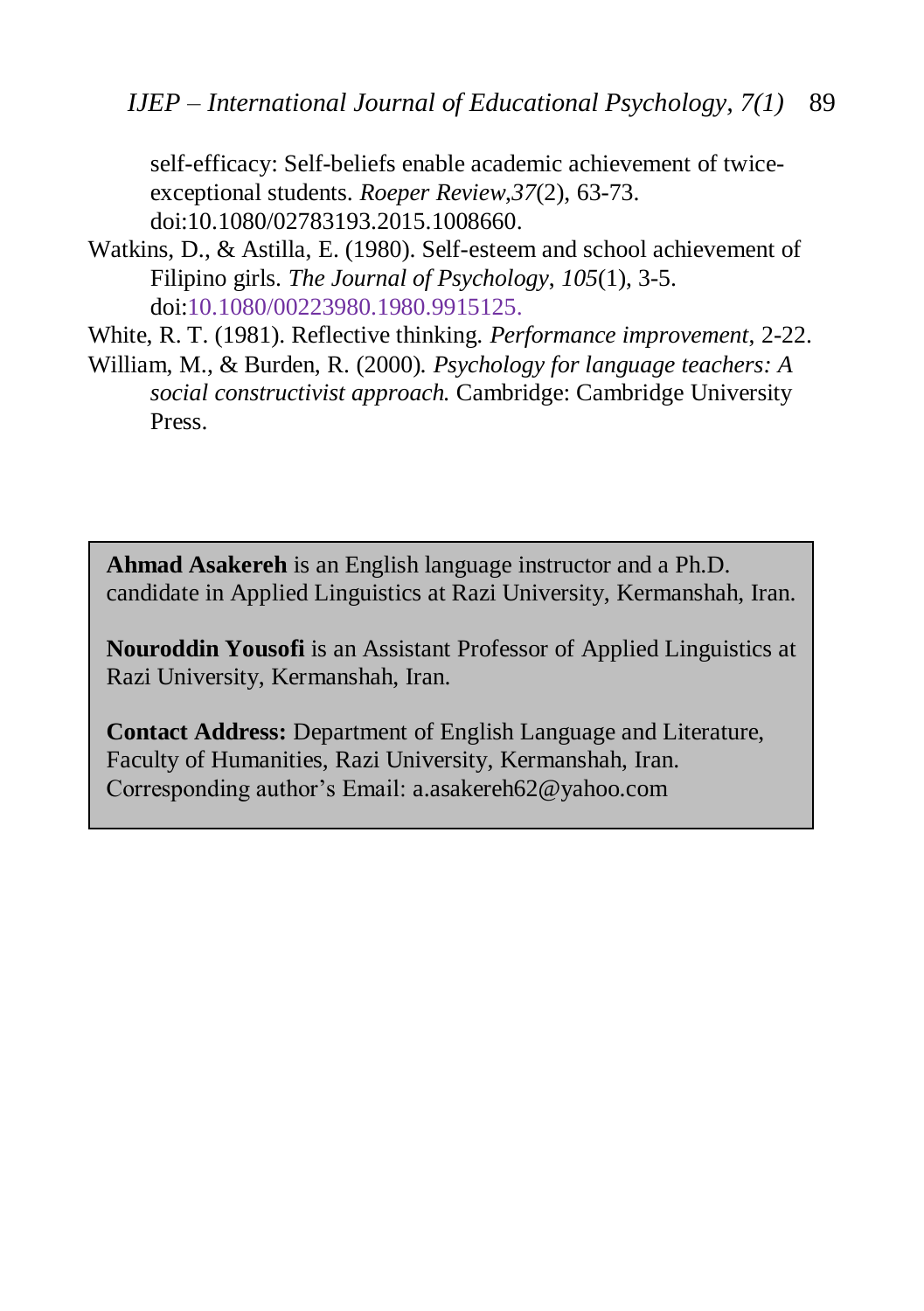self-efficacy: Self-beliefs enable academic achievement of twice-exceptional students. *Roeper Review*,*37*(2), 63-73. doi:10.1080/02783193.2015.1008660.

Watkins, D., & Astilla, E. (1980). Self-esteem and school achievement of Filipino girls. *The Journal of Psychology*, *105*(1), 3-5. doi:10.1080/00223980.1980.9915125.

White, R. T. (1981). Reflective thinking. *Performance improvement*, 2-22.

William, M., & Burden, R. (2000). *Psychology for language teachers: A social constructivist approach.* Cambridge: Cambridge University Press.

**Ahmad Asakereh** is an English language instructor and a Ph.D. candidate in Applied Linguistics at Razi University, Kermanshah, Iran.

**Nouroddin Yousofi** is an Assistant Professor of Applied Linguistics at Razi University, Kermanshah, Iran.

**Contact Address:** Department of English Language and Literature, Faculty of Humanities, Razi University, Kermanshah, Iran. Corresponding author's Email: a.asakereh62@yahoo.com